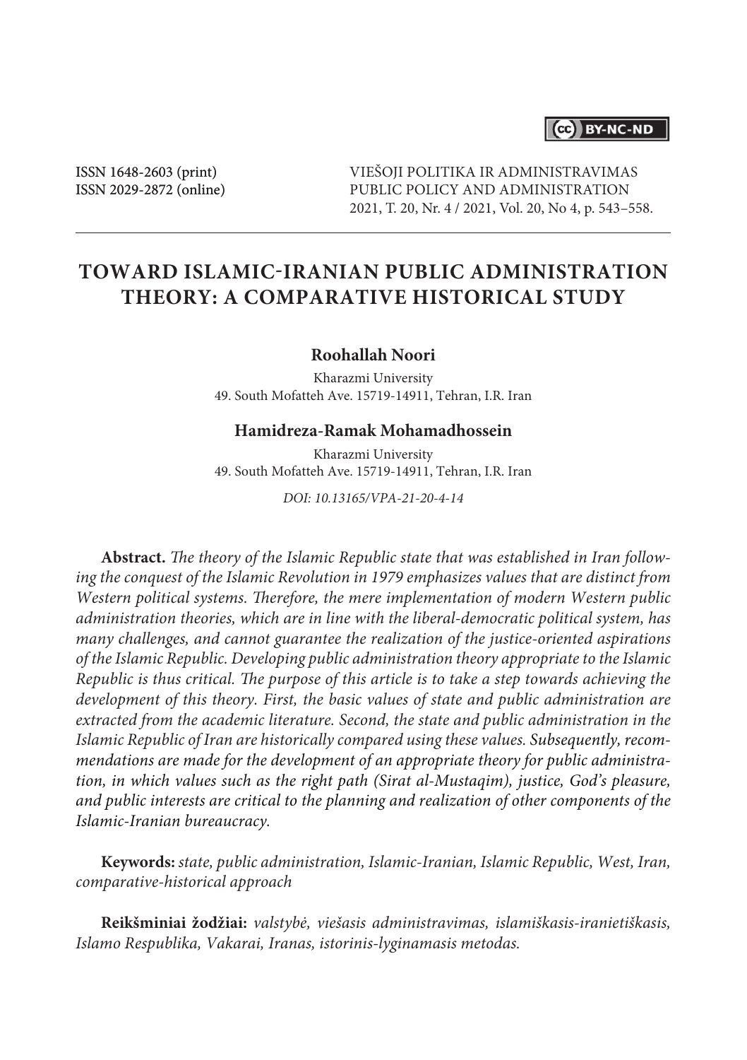ISSN 1648-2603 (print)
ISSN 2029-2872 (online)

VIEŠOJI POLITIKA IR ADMINISTRAVIMAS
PUBLIC POLICY AND ADMINISTRATION
2021, T. 20, Nr. 4 / 2021, Vol. 20, No 4, p. 543–558.

# TOWARD ISLAMIC-IRANIAN PUBLIC ADMINISTRATION THEORY: A COMPARATIVE HISTORICAL STUDY

**Roohallah Noori**

Kharazmi University
49. South Mofatteh Ave. 15719-14911, Tehran, I.R. Iran

**Hamidreza-Ramak Mohamadhossein**

Kharazmi University
49. South Mofatteh Ave. 15719-14911, Tehran, I.R. Iran

*DOI: 10.13165/VPA-21-20-4-14*

**Abstract.** *The theory of the Islamic Republic state that was established in Iran following the conquest of the Islamic Revolution in 1979 emphasizes values that are distinct from Western political systems. Therefore, the mere implementation of modern Western public administration theories, which are in line with the liberal-democratic political system, has many challenges, and cannot guarantee the realization of the justice-oriented aspirations of the Islamic Republic. Developing public administration theory appropriate to the Islamic Republic is thus critical. The purpose of this article is to take a step towards achieving the development of this theory. First, the basic values of state and public administration are extracted from the academic literature. Second, the state and public administration in the Islamic Republic of Iran are historically compared using these values. Subsequently, recommendations are made for the development of an appropriate theory for public administration, in which values such as the right path (Sirat al-Mustaqim), justice, God's pleasure, and public interests are critical to the planning and realization of other components of the Islamic-Iranian bureaucracy.*

**Keywords:** *state, public administration, Islamic-Iranian, Islamic Republic, West, Iran, comparative-historical approach*

**Reikšminiai žodžiai:** *valstybė, viešasis administravimas, islamiškasis-iranietiškasis, Islamo Respublika, Vakarai, Iranas, istorinis-lyginamasis metodas.*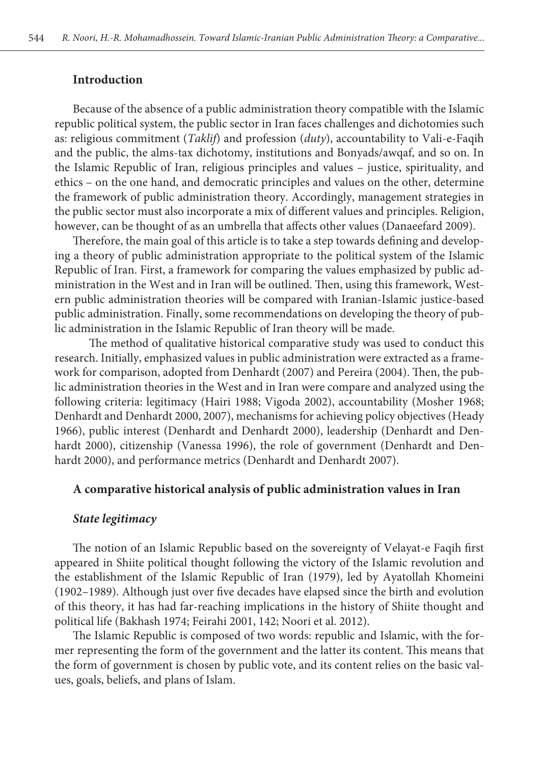## Introduction

Because of the absence of a public administration theory compatible with the Islamic republic political system, the public sector in Iran faces challenges and dichotomies such as: religious commitment (*Taklif*) and profession (*duty*), accountability to Vali-e-Faqih and the public, the alms-tax dichotomy, institutions and Bonyads/awqaf, and so on. In the Islamic Republic of Iran, religious principles and values – justice, spirituality, and ethics – on the one hand, and democratic principles and values on the other, determine the framework of public administration theory. Accordingly, management strategies in the public sector must also incorporate a mix of different values and principles. Religion, however, can be thought of as an umbrella that affects other values (Danaeefard 2009).

Therefore, the main goal of this article is to take a step towards defining and developing a theory of public administration appropriate to the political system of the Islamic Republic of Iran. First, a framework for comparing the values emphasized by public administration in the West and in Iran will be outlined. Then, using this framework, Western public administration theories will be compared with Iranian-Islamic justice-based public administration. Finally, some recommendations on developing the theory of public administration in the Islamic Republic of Iran theory will be made.

The method of qualitative historical comparative study was used to conduct this research. Initially, emphasized values in public administration were extracted as a framework for comparison, adopted from Denhardt (2007) and Pereira (2004). Then, the public administration theories in the West and in Iran were compare and analyzed using the following criteria: legitimacy (Hairi 1988; Vigoda 2002), accountability (Mosher 1968; Denhardt and Denhardt 2000, 2007), mechanisms for achieving policy objectives (Heady 1966), public interest (Denhardt and Denhardt 2000), leadership (Denhardt and Denhardt 2000), citizenship (Vanessa 1996), the role of government (Denhardt and Denhardt 2000), and performance metrics (Denhardt and Denhardt 2007).

## A comparative historical analysis of public administration values in Iran

### *State legitimacy*

The notion of an Islamic Republic based on the sovereignty of Velayat-e Faqih first appeared in Shiite political thought following the victory of the Islamic revolution and the establishment of the Islamic Republic of Iran (1979), led by Ayatollah Khomeini (1902–1989). Although just over five decades have elapsed since the birth and evolution of this theory, it has had far-reaching implications in the history of Shiite thought and political life (Bakhash 1974; Feirahi 2001, 142; Noori et al. 2012).

The Islamic Republic is composed of two words: republic and Islamic, with the former representing the form of the government and the latter its content. This means that the form of government is chosen by public vote, and its content relies on the basic values, goals, beliefs, and plans of Islam.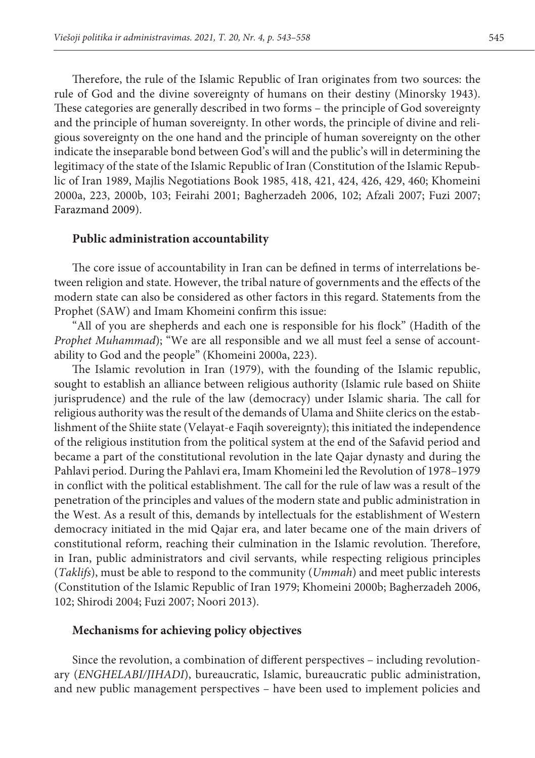Therefore, the rule of the Islamic Republic of Iran originates from two sources: the rule of God and the divine sovereignty of humans on their destiny (Minorsky 1943). These categories are generally described in two forms – the principle of God sovereignty and the principle of human sovereignty. In other words, the principle of divine and religious sovereignty on the one hand and the principle of human sovereignty on the other indicate the inseparable bond between God's will and the public's will in determining the legitimacy of the state of the Islamic Republic of Iran (Constitution of the Islamic Republic of Iran 1989, Majlis Negotiations Book 1985, 418, 421, 424, 426, 429, 460; Khomeini 2000a, 223, 2000b, 103; Feirahi 2001; Bagherzadeh 2006, 102; Afzali 2007; Fuzi 2007; Farazmand 2009).

### Public administration accountability

The core issue of accountability in Iran can be defined in terms of interrelations between religion and state. However, the tribal nature of governments and the effects of the modern state can also be considered as other factors in this regard. Statements from the Prophet (SAW) and Imam Khomeini confirm this issue:

"All of you are shepherds and each one is responsible for his flock" (Hadith of the *Prophet Muhammad*); "We are all responsible and we all must feel a sense of accountability to God and the people" (Khomeini 2000a, 223).

The Islamic revolution in Iran (1979), with the founding of the Islamic republic, sought to establish an alliance between religious authority (Islamic rule based on Shiite jurisprudence) and the rule of the law (democracy) under Islamic sharia. The call for religious authority was the result of the demands of Ulama and Shiite clerics on the establishment of the Shiite state (Velayat-e Faqih sovereignty); this initiated the independence of the religious institution from the political system at the end of the Safavid period and became a part of the constitutional revolution in the late Qajar dynasty and during the Pahlavi period. During the Pahlavi era, Imam Khomeini led the Revolution of 1978–1979 in conflict with the political establishment. The call for the rule of law was a result of the penetration of the principles and values of the modern state and public administration in the West. As a result of this, demands by intellectuals for the establishment of Western democracy initiated in the mid Qajar era, and later became one of the main drivers of constitutional reform, reaching their culmination in the Islamic revolution. Therefore, in Iran, public administrators and civil servants, while respecting religious principles (*Taklifs*), must be able to respond to the community (*Ummah*) and meet public interests (Constitution of the Islamic Republic of Iran 1979; Khomeini 2000b; Bagherzadeh 2006, 102; Shirodi 2004; Fuzi 2007; Noori 2013).

### Mechanisms for achieving policy objectives

Since the revolution, a combination of different perspectives – including revolutionary (*ENGHELABI/JIHADI*), bureaucratic, Islamic, bureaucratic public administration, and new public management perspectives – have been used to implement policies and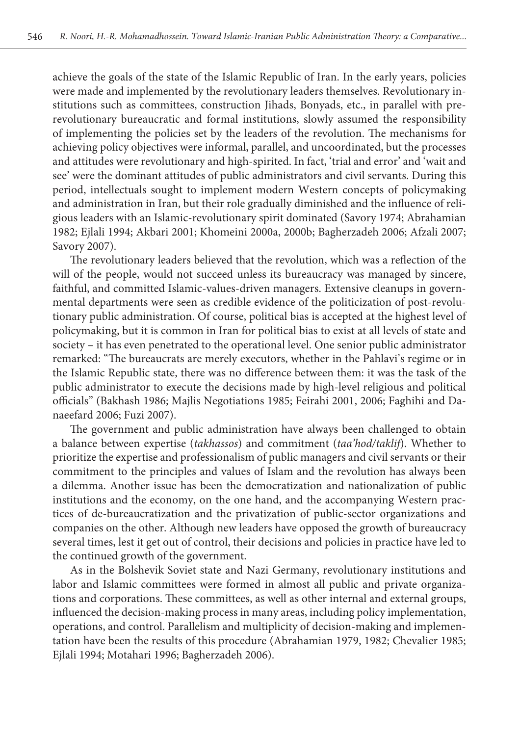achieve the goals of the state of the Islamic Republic of Iran. In the early years, policies were made and implemented by the revolutionary leaders themselves. Revolutionary institutions such as committees, construction Jihads, Bonyads, etc., in parallel with pre-revolutionary bureaucratic and formal institutions, slowly assumed the responsibility of implementing the policies set by the leaders of the revolution. The mechanisms for achieving policy objectives were informal, parallel, and uncoordinated, but the processes and attitudes were revolutionary and high-spirited. In fact, 'trial and error' and 'wait and see' were the dominant attitudes of public administrators and civil servants. During this period, intellectuals sought to implement modern Western concepts of policymaking and administration in Iran, but their role gradually diminished and the influence of religious leaders with an Islamic-revolutionary spirit dominated (Savory 1974; Abrahamian 1982; Ejlali 1994; Akbari 2001; Khomeini 2000a, 2000b; Bagherzadeh 2006; Afzali 2007; Savory 2007).

The revolutionary leaders believed that the revolution, which was a reflection of the will of the people, would not succeed unless its bureaucracy was managed by sincere, faithful, and committed Islamic-values-driven managers. Extensive cleanups in governmental departments were seen as credible evidence of the politicization of post-revolutionary public administration. Of course, political bias is accepted at the highest level of policymaking, but it is common in Iran for political bias to exist at all levels of state and society – it has even penetrated to the operational level. One senior public administrator remarked: "The bureaucrats are merely executors, whether in the Pahlavi's regime or in the Islamic Republic state, there was no difference between them: it was the task of the public administrator to execute the decisions made by high-level religious and political officials" (Bakhash 1986; Majlis Negotiations 1985; Feirahi 2001, 2006; Faghihi and Danaeefard 2006; Fuzi 2007).

The government and public administration have always been challenged to obtain a balance between expertise (*takhassos*) and commitment (*taa'hod/taklif*). Whether to prioritize the expertise and professionalism of public managers and civil servants or their commitment to the principles and values of Islam and the revolution has always been a dilemma. Another issue has been the democratization and nationalization of public institutions and the economy, on the one hand, and the accompanying Western practices of de-bureaucratization and the privatization of public-sector organizations and companies on the other. Although new leaders have opposed the growth of bureaucracy several times, lest it get out of control, their decisions and policies in practice have led to the continued growth of the government.

As in the Bolshevik Soviet state and Nazi Germany, revolutionary institutions and labor and Islamic committees were formed in almost all public and private organizations and corporations. These committees, as well as other internal and external groups, influenced the decision-making process in many areas, including policy implementation, operations, and control. Parallelism and multiplicity of decision-making and implementation have been the results of this procedure (Abrahamian 1979, 1982; Chevalier 1985; Ejlali 1994; Motahari 1996; Bagherzadeh 2006).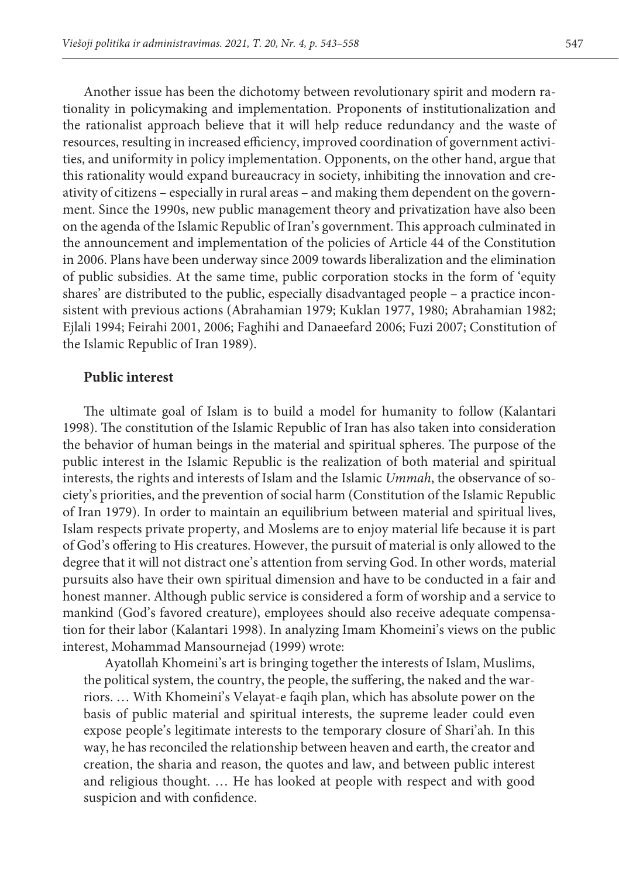Another issue has been the dichotomy between revolutionary spirit and modern rationality in policymaking and implementation. Proponents of institutionalization and the rationalist approach believe that it will help reduce redundancy and the waste of resources, resulting in increased efficiency, improved coordination of government activities, and uniformity in policy implementation. Opponents, on the other hand, argue that this rationality would expand bureaucracy in society, inhibiting the innovation and creativity of citizens – especially in rural areas – and making them dependent on the government. Since the 1990s, new public management theory and privatization have also been on the agenda of the Islamic Republic of Iran's government. This approach culminated in the announcement and implementation of the policies of Article 44 of the Constitution in 2006. Plans have been underway since 2009 towards liberalization and the elimination of public subsidies. At the same time, public corporation stocks in the form of 'equity shares' are distributed to the public, especially disadvantaged people – a practice inconsistent with previous actions (Abrahamian 1979; Kuklan 1977, 1980; Abrahamian 1982; Ejlali 1994; Feirahi 2001, 2006; Faghihi and Danaeefard 2006; Fuzi 2007; Constitution of the Islamic Republic of Iran 1989).

**Public interest**

The ultimate goal of Islam is to build a model for humanity to follow (Kalantari 1998). The constitution of the Islamic Republic of Iran has also taken into consideration the behavior of human beings in the material and spiritual spheres. The purpose of the public interest in the Islamic Republic is the realization of both material and spiritual interests, the rights and interests of Islam and the Islamic *Ummah*, the observance of society's priorities, and the prevention of social harm (Constitution of the Islamic Republic of Iran 1979). In order to maintain an equilibrium between material and spiritual lives, Islam respects private property, and Moslems are to enjoy material life because it is part of God's offering to His creatures. However, the pursuit of material is only allowed to the degree that it will not distract one's attention from serving God. In other words, material pursuits also have their own spiritual dimension and have to be conducted in a fair and honest manner. Although public service is considered a form of worship and a service to mankind (God's favored creature), employees should also receive adequate compensation for their labor (Kalantari 1998). In analyzing Imam Khomeini's views on the public interest, Mohammad Mansournejad (1999) wrote:

> Ayatollah Khomeini's art is bringing together the interests of Islam, Muslims, the political system, the country, the people, the suffering, the naked and the warriors. … With Khomeini's Velayat-e faqih plan, which has absolute power on the basis of public material and spiritual interests, the supreme leader could even expose people's legitimate interests to the temporary closure of Shari'ah. In this way, he has reconciled the relationship between heaven and earth, the creator and creation, the sharia and reason, the quotes and law, and between public interest and religious thought. … He has looked at people with respect and with good suspicion and with confidence.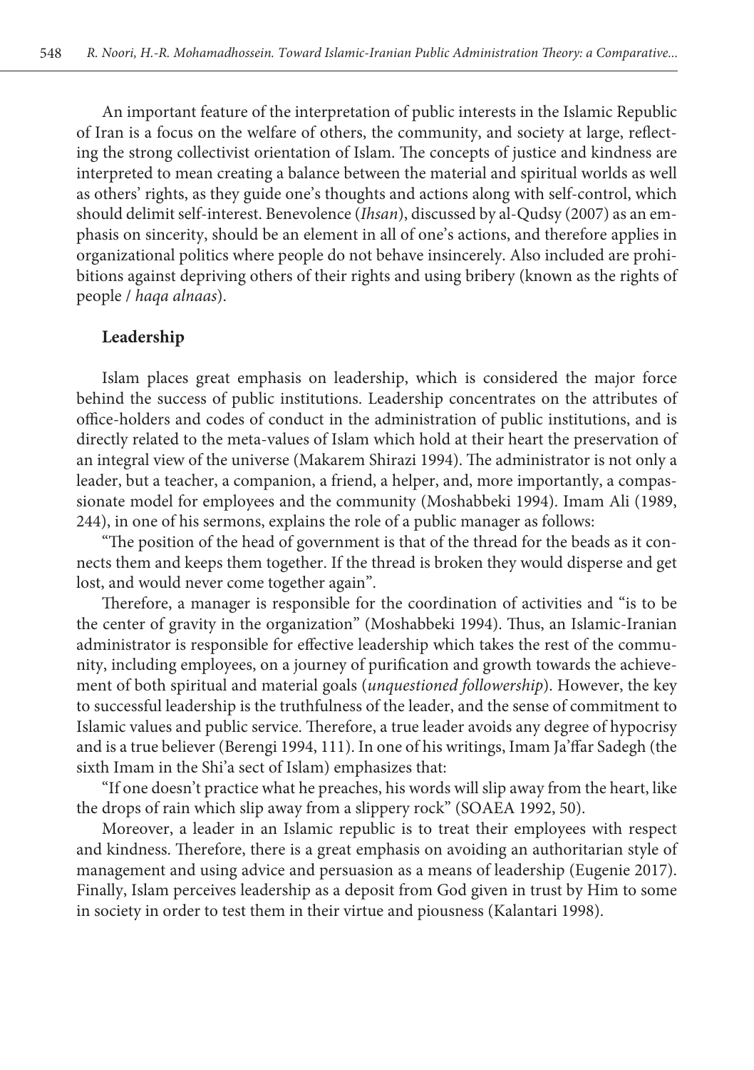An important feature of the interpretation of public interests in the Islamic Republic of Iran is a focus on the welfare of others, the community, and society at large, reflecting the strong collectivist orientation of Islam. The concepts of justice and kindness are interpreted to mean creating a balance between the material and spiritual worlds as well as others' rights, as they guide one's thoughts and actions along with self-control, which should delimit self-interest. Benevolence (*Ihsan*), discussed by al-Qudsy (2007) as an emphasis on sincerity, should be an element in all of one's actions, and therefore applies in organizational politics where people do not behave insincerely. Also included are prohibitions against depriving others of their rights and using bribery (known as the rights of people / *haqa alnaas*).

**Leadership**

Islam places great emphasis on leadership, which is considered the major force behind the success of public institutions. Leadership concentrates on the attributes of office-holders and codes of conduct in the administration of public institutions, and is directly related to the meta-values of Islam which hold at their heart the preservation of an integral view of the universe (Makarem Shirazi 1994). The administrator is not only a leader, but a teacher, a companion, a friend, a helper, and, more importantly, a compassionate model for employees and the community (Moshabbeki 1994). Imam Ali (1989, 244), in one of his sermons, explains the role of a public manager as follows:

"The position of the head of government is that of the thread for the beads as it connects them and keeps them together. If the thread is broken they would disperse and get lost, and would never come together again".

Therefore, a manager is responsible for the coordination of activities and "is to be the center of gravity in the organization" (Moshabbeki 1994). Thus, an Islamic-Iranian administrator is responsible for effective leadership which takes the rest of the community, including employees, on a journey of purification and growth towards the achievement of both spiritual and material goals (*unquestioned followership*). However, the key to successful leadership is the truthfulness of the leader, and the sense of commitment to Islamic values and public service. Therefore, a true leader avoids any degree of hypocrisy and is a true believer (Berengi 1994, 111). In one of his writings, Imam Ja'ffar Sadegh (the sixth Imam in the Shi'a sect of Islam) emphasizes that:

"If one doesn't practice what he preaches, his words will slip away from the heart, like the drops of rain which slip away from a slippery rock" (SOAEA 1992, 50).

Moreover, a leader in an Islamic republic is to treat their employees with respect and kindness. Therefore, there is a great emphasis on avoiding an authoritarian style of management and using advice and persuasion as a means of leadership (Eugenie 2017). Finally, Islam perceives leadership as a deposit from God given in trust by Him to some in society in order to test them in their virtue and piousness (Kalantari 1998).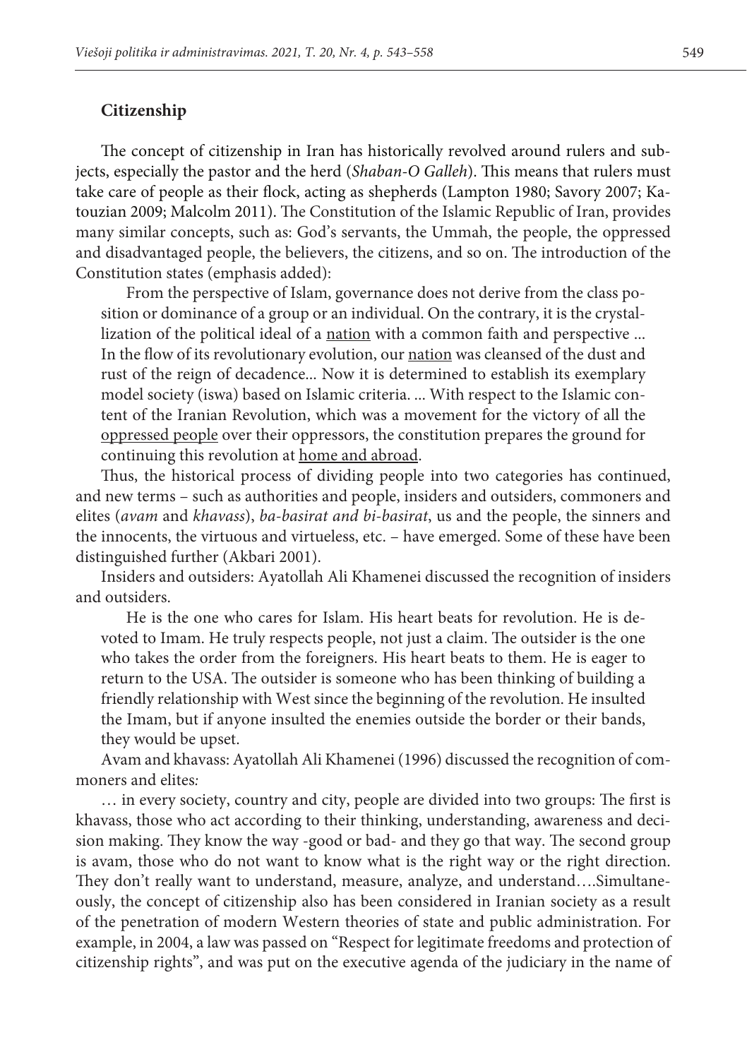## Citizenship

The concept of citizenship in Iran has historically revolved around rulers and subjects, especially the pastor and the herd (*Shaban-O Galleh*). This means that rulers must take care of people as their flock, acting as shepherds (Lampton 1980; Savory 2007; Katouzian 2009; Malcolm 2011). The Constitution of the Islamic Republic of Iran, provides many similar concepts, such as: God's servants, the Ummah, the people, the oppressed and disadvantaged people, the believers, the citizens, and so on. The introduction of the Constitution states (emphasis added):

> From the perspective of Islam, governance does not derive from the class position or dominance of a group or an individual. On the contrary, it is the crystallization of the political ideal of a <u>nation</u> with a common faith and perspective ... In the flow of its revolutionary evolution, our <u>nation</u> was cleansed of the dust and rust of the reign of decadence... Now it is determined to establish its exemplary model society (iswa) based on Islamic criteria. ... With respect to the Islamic content of the Iranian Revolution, which was a movement for the victory of all the <u>oppressed people</u> over their oppressors, the constitution prepares the ground for continuing this revolution at <u>home and abroad</u>.

Thus, the historical process of dividing people into two categories has continued, and new terms – such as authorities and people, insiders and outsiders, commoners and elites (*avam* and *khavass*), *ba-basirat and bi-basirat*, us and the people, the sinners and the innocents, the virtuous and virtueless, etc. – have emerged. Some of these have been distinguished further (Akbari 2001).

Insiders and outsiders: Ayatollah Ali Khamenei discussed the recognition of insiders and outsiders.

> He is the one who cares for Islam. His heart beats for revolution. He is devoted to Imam. He truly respects people, not just a claim. The outsider is the one who takes the order from the foreigners. His heart beats to them. He is eager to return to the USA. The outsider is someone who has been thinking of building a friendly relationship with West since the beginning of the revolution. He insulted the Imam, but if anyone insulted the enemies outside the border or their bands, they would be upset.

Avam and khavass: Ayatollah Ali Khamenei (1996) discussed the recognition of commoners and elites*:*

> … in every society, country and city, people are divided into two groups: The first is khavass, those who act according to their thinking, understanding, awareness and decision making. They know the way -good or bad- and they go that way. The second group is avam, those who do not want to know what is the right way or the right direction. They don't really want to understand, measure, analyze, and understand….

Simultaneously, the concept of citizenship also has been considered in Iranian society as a result of the penetration of modern Western theories of state and public administration. For example, in 2004, a law was passed on "Respect for legitimate freedoms and protection of citizenship rights", and was put on the executive agenda of the judiciary in the name of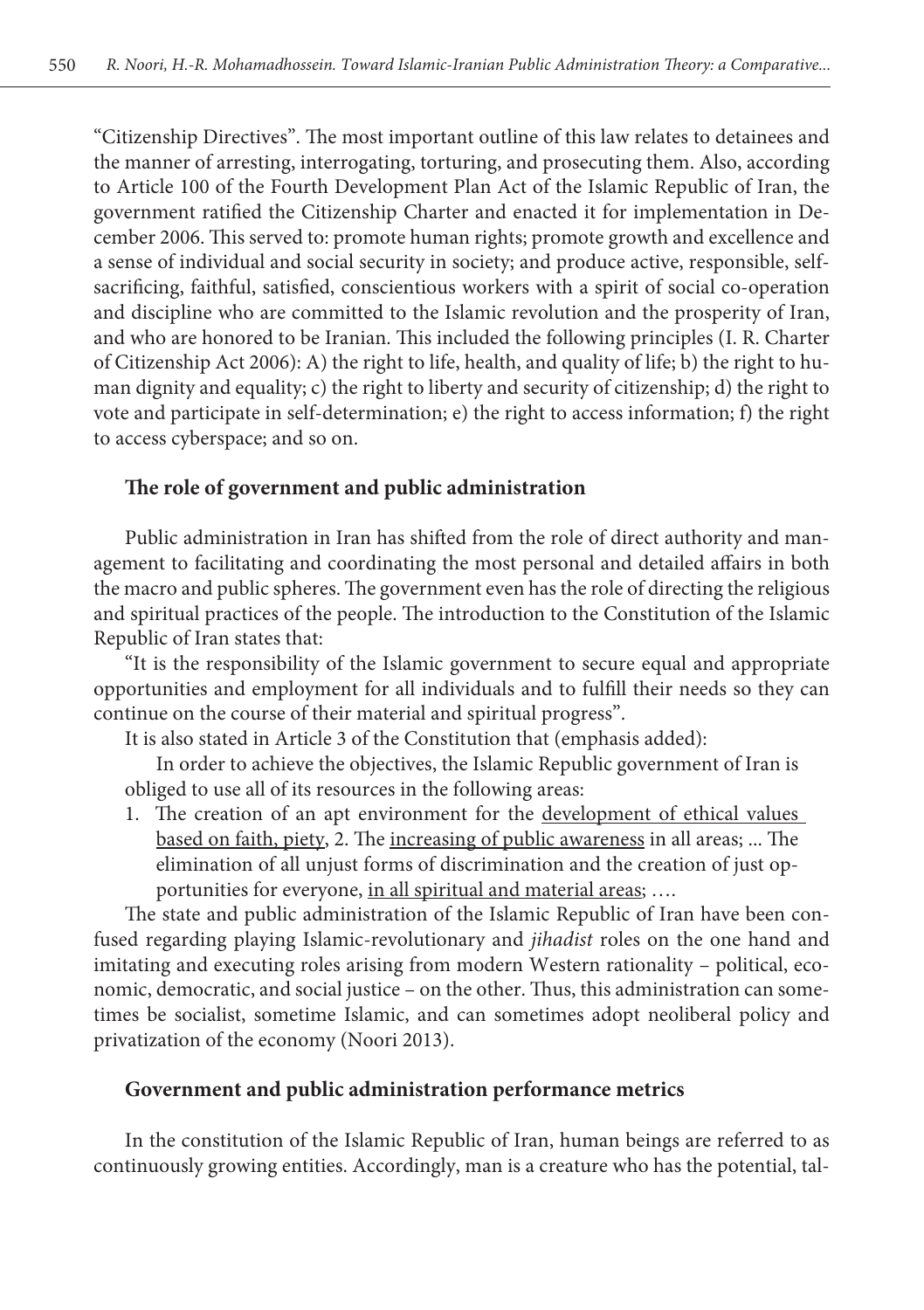"Citizenship Directives". The most important outline of this law relates to detainees and the manner of arresting, interrogating, torturing, and prosecuting them. Also, according to Article 100 of the Fourth Development Plan Act of the Islamic Republic of Iran, the government ratified the Citizenship Charter and enacted it for implementation in December 2006. This served to: promote human rights; promote growth and excellence and a sense of individual and social security in society; and produce active, responsible, self-sacrificing, faithful, satisfied, conscientious workers with a spirit of social co-operation and discipline who are committed to the Islamic revolution and the prosperity of Iran, and who are honored to be Iranian. This included the following principles (I. R. Charter of Citizenship Act 2006): A) the right to life, health, and quality of life; b) the right to human dignity and equality; c) the right to liberty and security of citizenship; d) the right to vote and participate in self-determination; e) the right to access information; f) the right to access cyberspace; and so on.

### The role of government and public administration

Public administration in Iran has shifted from the role of direct authority and management to facilitating and coordinating the most personal and detailed affairs in both the macro and public spheres. The government even has the role of directing the religious and spiritual practices of the people. The introduction to the Constitution of the Islamic Republic of Iran states that:

"It is the responsibility of the Islamic government to secure equal and appropriate opportunities and employment for all individuals and to fulfill their needs so they can continue on the course of their material and spiritual progress".

It is also stated in Article 3 of the Constitution that (emphasis added):

> In order to achieve the objectives, the Islamic Republic government of Iran is obliged to use all of its resources in the following areas:
>
> 1. The creation of an apt environment for the <u>development of ethical values based on faith, piety</u>, 2. The <u>increasing of public awareness</u> in all areas; ... The elimination of all unjust forms of discrimination and the creation of just opportunities for everyone, <u>in all spiritual and material areas</u>; ….

The state and public administration of the Islamic Republic of Iran have been confused regarding playing Islamic-revolutionary and *jihadist* roles on the one hand and imitating and executing roles arising from modern Western rationality – political, economic, democratic, and social justice – on the other. Thus, this administration can sometimes be socialist, sometime Islamic, and can sometimes adopt neoliberal policy and privatization of the economy (Noori 2013).

### Government and public administration performance metrics

In the constitution of the Islamic Republic of Iran, human beings are referred to as continuously growing entities. Accordingly, man is a creature who has the potential, tal-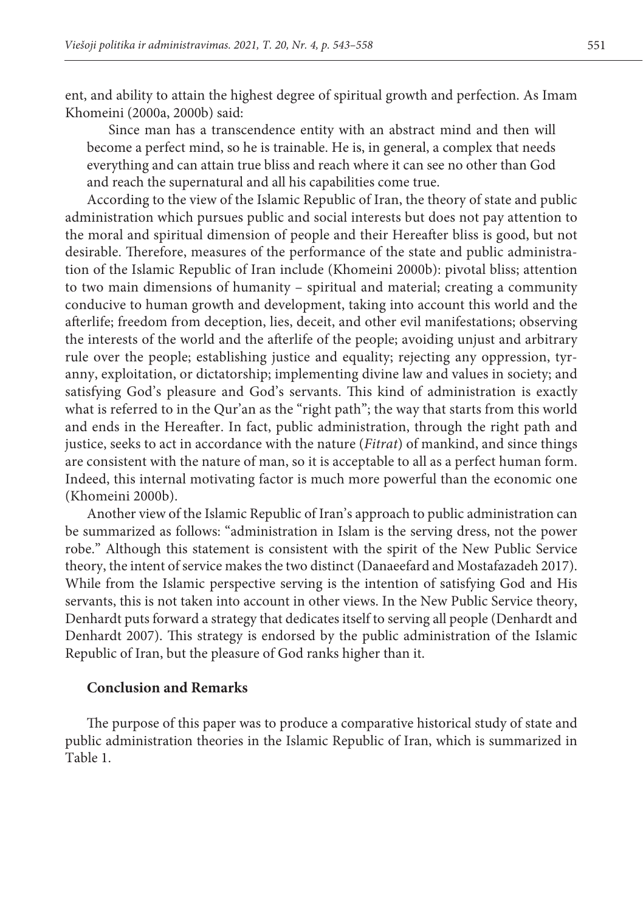ent, and ability to attain the highest degree of spiritual growth and perfection. As Imam Khomeini (2000a, 2000b) said:

> Since man has a transcendence entity with an abstract mind and then will become a perfect mind, so he is trainable. He is, in general, a complex that needs everything and can attain true bliss and reach where it can see no other than God and reach the supernatural and all his capabilities come true.

According to the view of the Islamic Republic of Iran, the theory of state and public administration which pursues public and social interests but does not pay attention to the moral and spiritual dimension of people and their Hereafter bliss is good, but not desirable. Therefore, measures of the performance of the state and public administration of the Islamic Republic of Iran include (Khomeini 2000b): pivotal bliss; attention to two main dimensions of humanity – spiritual and material; creating a community conducive to human growth and development, taking into account this world and the afterlife; freedom from deception, lies, deceit, and other evil manifestations; observing the interests of the world and the afterlife of the people; avoiding unjust and arbitrary rule over the people; establishing justice and equality; rejecting any oppression, tyranny, exploitation, or dictatorship; implementing divine law and values in society; and satisfying God's pleasure and God's servants. This kind of administration is exactly what is referred to in the Qur'an as the "right path"; the way that starts from this world and ends in the Hereafter. In fact, public administration, through the right path and justice, seeks to act in accordance with the nature (*Fitrat*) of mankind, and since things are consistent with the nature of man, so it is acceptable to all as a perfect human form. Indeed, this internal motivating factor is much more powerful than the economic one (Khomeini 2000b).

Another view of the Islamic Republic of Iran's approach to public administration can be summarized as follows: "administration in Islam is the serving dress, not the power robe." Although this statement is consistent with the spirit of the New Public Service theory, the intent of service makes the two distinct (Danaeefard and Mostafazadeh 2017). While from the Islamic perspective serving is the intention of satisfying God and His servants, this is not taken into account in other views. In the New Public Service theory, Denhardt puts forward a strategy that dedicates itself to serving all people (Denhardt and Denhardt 2007). This strategy is endorsed by the public administration of the Islamic Republic of Iran, but the pleasure of God ranks higher than it.

## Conclusion and Remarks

The purpose of this paper was to produce a comparative historical study of state and public administration theories in the Islamic Republic of Iran, which is summarized in Table 1.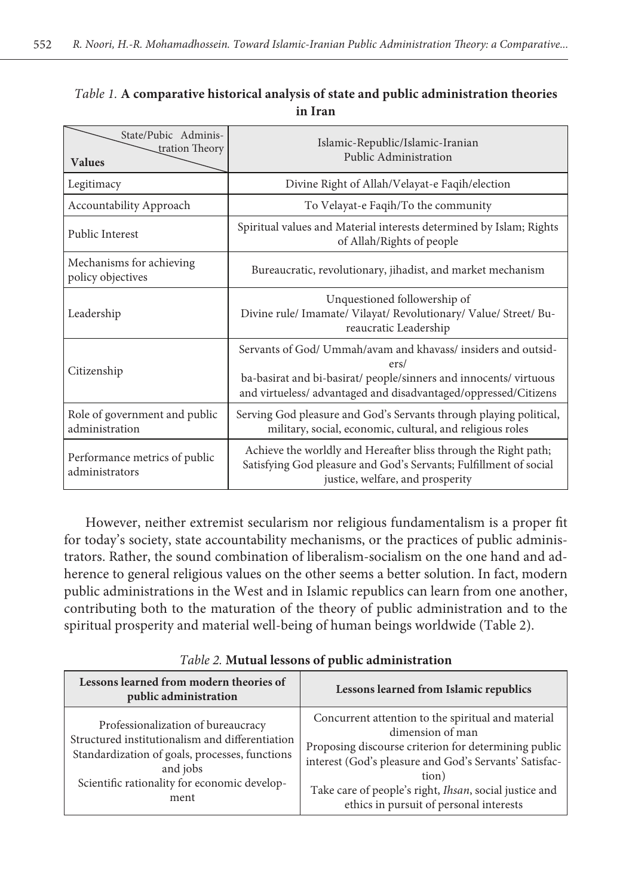*Table 1.* **A comparative historical analysis of state and public administration theories in Iran**

| State/Pubic Administration Theory / **Values** | Islamic-Republic/Islamic-Iranian Public Administration |
|---|---|
| Legitimacy | Divine Right of Allah/Velayat-e Faqih/election |
| Accountability Approach | To Velayat-e Faqih/To the community |
| Public Interest | Spiritual values and Material interests determined by Islam; Rights of Allah/Rights of people |
| Mechanisms for achieving policy objectives | Bureaucratic, revolutionary, jihadist, and market mechanism |
| Leadership | Unquestioned followership of Divine rule/ Imamate/ Vilayat/ Revolutionary/ Value/ Street/ Bureaucratic Leadership |
| Citizenship | Servants of God/ Ummah/avam and khavass/ insiders and outsiders/ ba-basirat and bi-basirat/ people/sinners and innocents/ virtuous and virtueless/ advantaged and disadvantaged/oppressed/Citizens |
| Role of government and public administration | Serving God pleasure and God's Servants through playing political, military, social, economic, cultural, and religious roles |
| Performance metrics of public administrators | Achieve the worldly and Hereafter bliss through the Right path; Satisfying God pleasure and God's Servants; Fulfillment of social justice, welfare, and prosperity |

However, neither extremist secularism nor religious fundamentalism is a proper fit for today's society, state accountability mechanisms, or the practices of public administrators. Rather, the sound combination of liberalism-socialism on the one hand and adherence to general religious values on the other seems a better solution. In fact, modern public administrations in the West and in Islamic republics can learn from one another, contributing both to the maturation of the theory of public administration and to the spiritual prosperity and material well-being of human beings worldwide (Table 2).

*Table 2.* **Mutual lessons of public administration**

| Lessons learned from modern theories of public administration | Lessons learned from Islamic republics |
|---|---|
| Professionalization of bureaucracy<br>Structured institutionalism and differentiation<br>Standardization of goals, processes, functions and jobs<br>Scientific rationality for economic development | Concurrent attention to the spiritual and material dimension of man<br>Proposing discourse criterion for determining public interest (God's pleasure and God's Servants' Satisfaction)<br>Take care of people's right, *Ihsan*, social justice and ethics in pursuit of personal interests |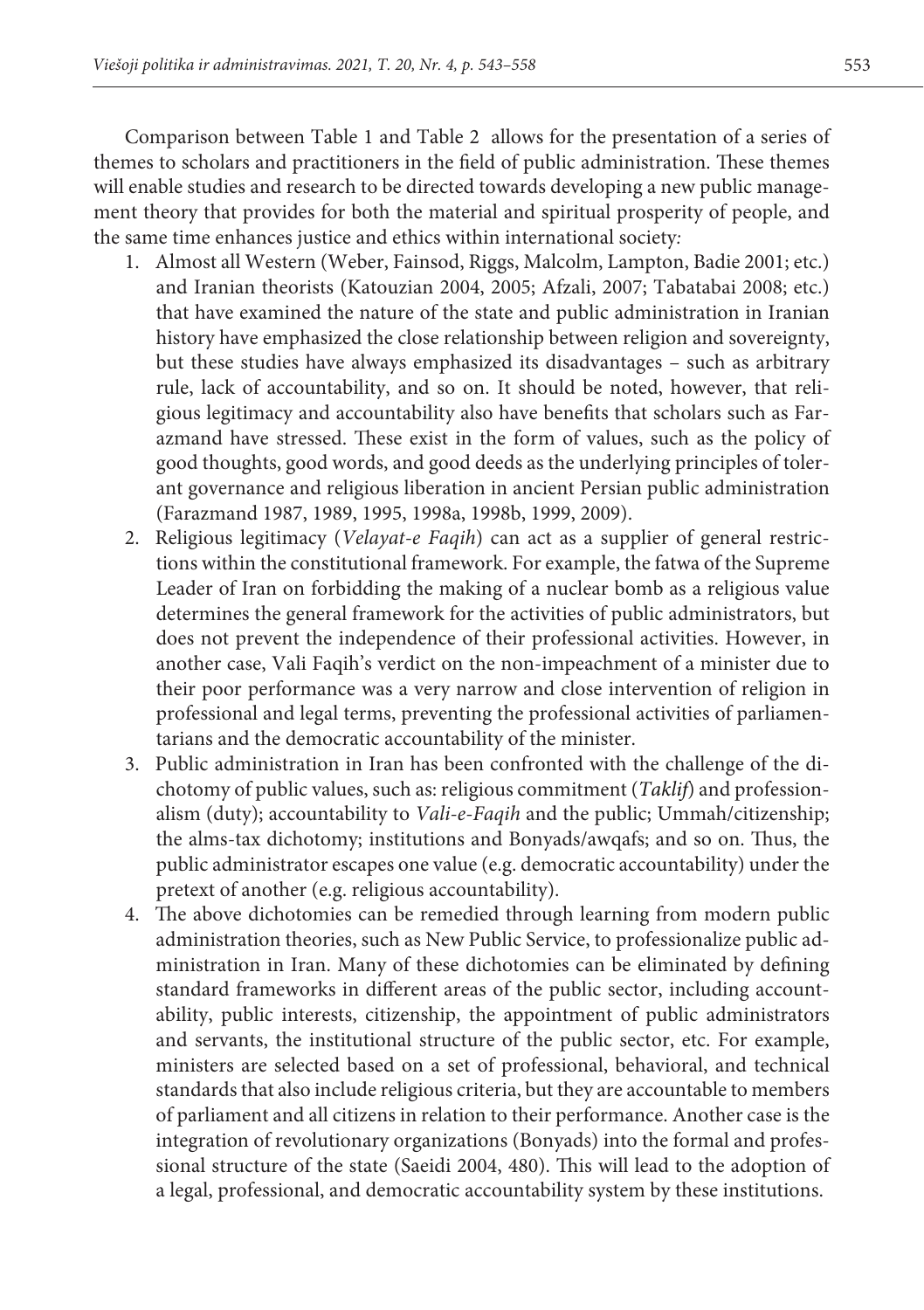Comparison between Table 1 and Table 2 allows for the presentation of a series of themes to scholars and practitioners in the field of public administration. These themes will enable studies and research to be directed towards developing a new public management theory that provides for both the material and spiritual prosperity of people, and the same time enhances justice and ethics within international society:

1. Almost all Western (Weber, Fainsod, Riggs, Malcolm, Lampton, Badie 2001; etc.) and Iranian theorists (Katouzian 2004, 2005; Afzali, 2007; Tabatabai 2008; etc.) that have examined the nature of the state and public administration in Iranian history have emphasized the close relationship between religion and sovereignty, but these studies have always emphasized its disadvantages – such as arbitrary rule, lack of accountability, and so on. It should be noted, however, that religious legitimacy and accountability also have benefits that scholars such as Farazmand have stressed. These exist in the form of values, such as the policy of good thoughts, good words, and good deeds as the underlying principles of tolerant governance and religious liberation in ancient Persian public administration (Farazmand 1987, 1989, 1995, 1998a, 1998b, 1999, 2009).
2. Religious legitimacy (*Velayat-e Faqih*) can act as a supplier of general restrictions within the constitutional framework. For example, the fatwa of the Supreme Leader of Iran on forbidding the making of a nuclear bomb as a religious value determines the general framework for the activities of public administrators, but does not prevent the independence of their professional activities. However, in another case, Vali Faqih's verdict on the non-impeachment of a minister due to their poor performance was a very narrow and close intervention of religion in professional and legal terms, preventing the professional activities of parliamentarians and the democratic accountability of the minister.
3. Public administration in Iran has been confronted with the challenge of the dichotomy of public values, such as: religious commitment (*Taklif*) and professionalism (duty); accountability to *Vali-e-Faqih* and the public; Ummah/citizenship; the alms-tax dichotomy; institutions and Bonyads/awqafs; and so on. Thus, the public administrator escapes one value (e.g. democratic accountability) under the pretext of another (e.g. religious accountability).
4. The above dichotomies can be remedied through learning from modern public administration theories, such as New Public Service, to professionalize public administration in Iran. Many of these dichotomies can be eliminated by defining standard frameworks in different areas of the public sector, including accountability, public interests, citizenship, the appointment of public administrators and servants, the institutional structure of the public sector, etc. For example, ministers are selected based on a set of professional, behavioral, and technical standards that also include religious criteria, but they are accountable to members of parliament and all citizens in relation to their performance. Another case is the integration of revolutionary organizations (Bonyads) into the formal and professional structure of the state (Saeidi 2004, 480). This will lead to the adoption of a legal, professional, and democratic accountability system by these institutions.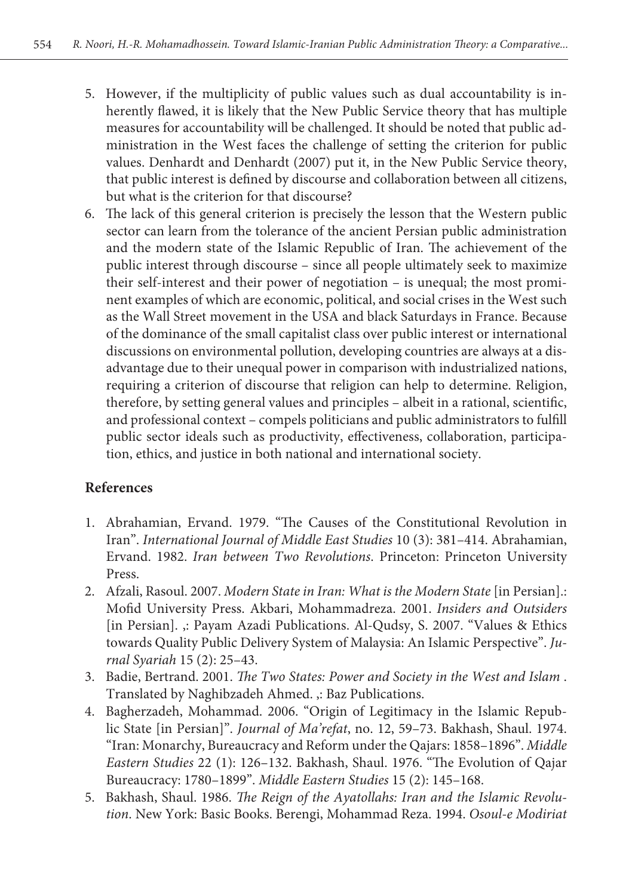5. However, if the multiplicity of public values such as dual accountability is inherently flawed, it is likely that the New Public Service theory that has multiple measures for accountability will be challenged. It should be noted that public administration in the West faces the challenge of setting the criterion for public values. Denhardt and Denhardt (2007) put it, in the New Public Service theory, that public interest is defined by discourse and collaboration between all citizens, but what is the criterion for that discourse?
6. The lack of this general criterion is precisely the lesson that the Western public sector can learn from the tolerance of the ancient Persian public administration and the modern state of the Islamic Republic of Iran. The achievement of the public interest through discourse – since all people ultimately seek to maximize their self-interest and their power of negotiation – is unequal; the most prominent examples of which are economic, political, and social crises in the West such as the Wall Street movement in the USA and black Saturdays in France. Because of the dominance of the small capitalist class over public interest or international discussions on environmental pollution, developing countries are always at a disadvantage due to their unequal power in comparison with industrialized nations, requiring a criterion of discourse that religion can help to determine. Religion, therefore, by setting general values and principles – albeit in a rational, scientific, and professional context – compels politicians and public administrators to fulfill public sector ideals such as productivity, effectiveness, collaboration, participation, ethics, and justice in both national and international society.

## References

1. Abrahamian, Ervand. 1979. "The Causes of the Constitutional Revolution in Iran". *International Journal of Middle East Studies* 10 (3): 381–414. Abrahamian, Ervand. 1982. *Iran between Two Revolutions*. Princeton: Princeton University Press.
2. Afzali, Rasoul. 2007. *Modern State in Iran: What is the Modern State* [in Persian].: Mofid University Press. Akbari, Mohammadreza. 2001. *Insiders and Outsiders* [in Persian]. ,: Payam Azadi Publications. Al-Qudsy, S. 2007. "Values & Ethics towards Quality Public Delivery System of Malaysia: An Islamic Perspective". *Jurnal Syariah* 15 (2): 25–43.
3. Badie, Bertrand. 2001. *The Two States: Power and Society in the West and Islam* . Translated by Naghibzadeh Ahmed. ,: Baz Publications.
4. Bagherzadeh, Mohammad. 2006. "Origin of Legitimacy in the Islamic Republic State [in Persian]". *Journal of Ma'refat*, no. 12, 59–73. Bakhash, Shaul. 1974. "Iran: Monarchy, Bureaucracy and Reform under the Qajars: 1858–1896". *Middle Eastern Studies* 22 (1): 126–132. Bakhash, Shaul. 1976. "The Evolution of Qajar Bureaucracy: 1780–1899". *Middle Eastern Studies* 15 (2): 145–168.
5. Bakhash, Shaul. 1986. *The Reign of the Ayatollahs: Iran and the Islamic Revolution*. New York: Basic Books. Berengi, Mohammad Reza. 1994. *Osoul-e Modiriat*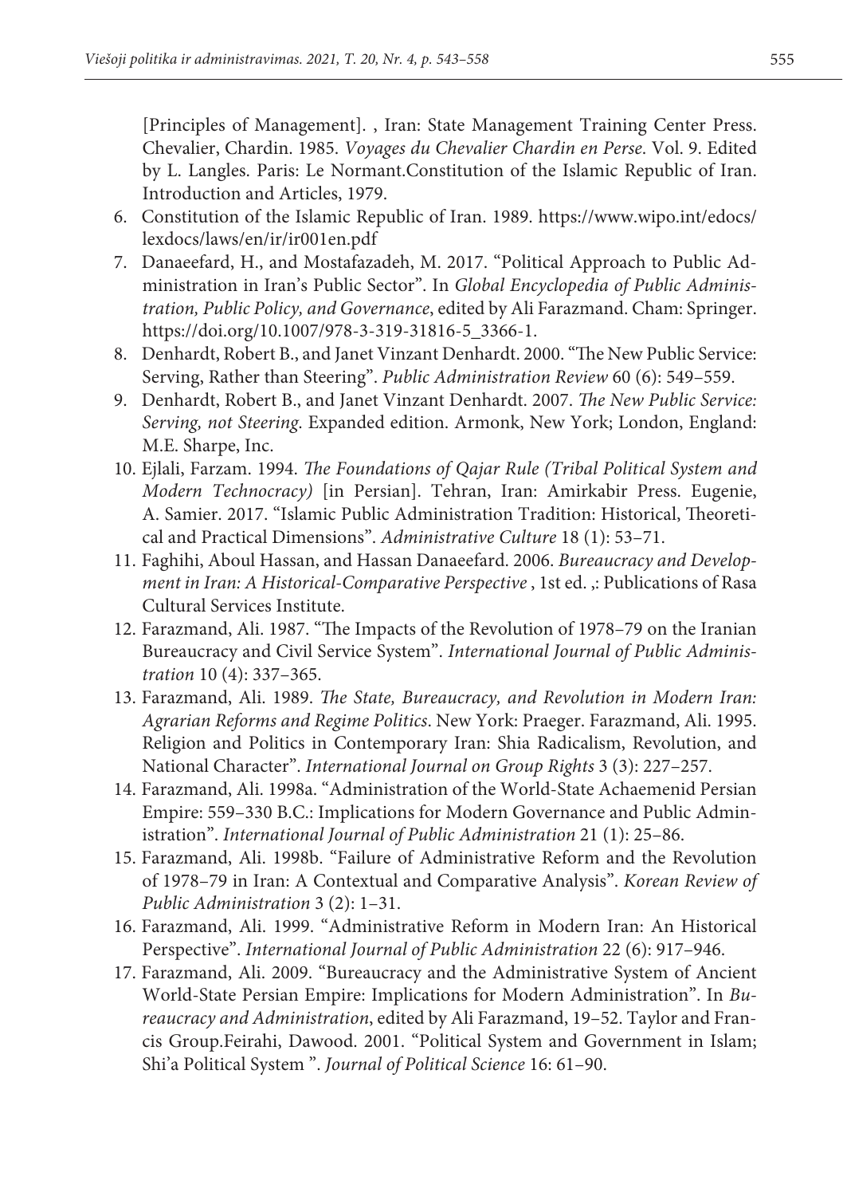[Principles of Management]. , Iran: State Management Training Center Press. Chevalier, Chardin. 1985. *Voyages du Chevalier Chardin en Perse*. Vol. 9. Edited by L. Langles. Paris: Le Normant.Constitution of the Islamic Republic of Iran. Introduction and Articles, 1979.

6. Constitution of the Islamic Republic of Iran. 1989. https://www.wipo.int/edocs/lexdocs/laws/en/ir/ir001en.pdf
7. Danaeefard, H., and Mostafazadeh, M. 2017. "Political Approach to Public Administration in Iran's Public Sector". In *Global Encyclopedia of Public Administration, Public Policy, and Governance*, edited by Ali Farazmand. Cham: Springer. https://doi.org/10.1007/978-3-319-31816-5_3366-1.
8. Denhardt, Robert B., and Janet Vinzant Denhardt. 2000. "The New Public Service: Serving, Rather than Steering". *Public Administration Review* 60 (6): 549–559.
9. Denhardt, Robert B., and Janet Vinzant Denhardt. 2007. *The New Public Service: Serving, not Steering*. Expanded edition. Armonk, New York; London, England: M.E. Sharpe, Inc.
10. Ejlali, Farzam. 1994. *The Foundations of Qajar Rule (Tribal Political System and Modern Technocracy)* [in Persian]. Tehran, Iran: Amirkabir Press. Eugenie, A. Samier. 2017. "Islamic Public Administration Tradition: Historical, Theoretical and Practical Dimensions". *Administrative Culture* 18 (1): 53–71.
11. Faghihi, Aboul Hassan, and Hassan Danaeefard. 2006. *Bureaucracy and Development in Iran: A Historical-Comparative Perspective* , 1st ed. ,: Publications of Rasa Cultural Services Institute.
12. Farazmand, Ali. 1987. "The Impacts of the Revolution of 1978–79 on the Iranian Bureaucracy and Civil Service System". *International Journal of Public Administration* 10 (4): 337–365.
13. Farazmand, Ali. 1989. *The State, Bureaucracy, and Revolution in Modern Iran: Agrarian Reforms and Regime Politics*. New York: Praeger. Farazmand, Ali. 1995. Religion and Politics in Contemporary Iran: Shia Radicalism, Revolution, and National Character". *International Journal on Group Rights* 3 (3): 227–257.
14. Farazmand, Ali. 1998a. "Administration of the World-State Achaemenid Persian Empire: 559–330 B.C.: Implications for Modern Governance and Public Administration". *International Journal of Public Administration* 21 (1): 25–86.
15. Farazmand, Ali. 1998b. "Failure of Administrative Reform and the Revolution of 1978–79 in Iran: A Contextual and Comparative Analysis". *Korean Review of Public Administration* 3 (2): 1–31.
16. Farazmand, Ali. 1999. "Administrative Reform in Modern Iran: An Historical Perspective". *International Journal of Public Administration* 22 (6): 917–946.
17. Farazmand, Ali. 2009. "Bureaucracy and the Administrative System of Ancient World-State Persian Empire: Implications for Modern Administration". In *Bureaucracy and Administration*, edited by Ali Farazmand, 19–52. Taylor and Francis Group.Feirahi, Dawood. 2001. "Political System and Government in Islam; Shi'a Political System ". *Journal of Political Science* 16: 61–90.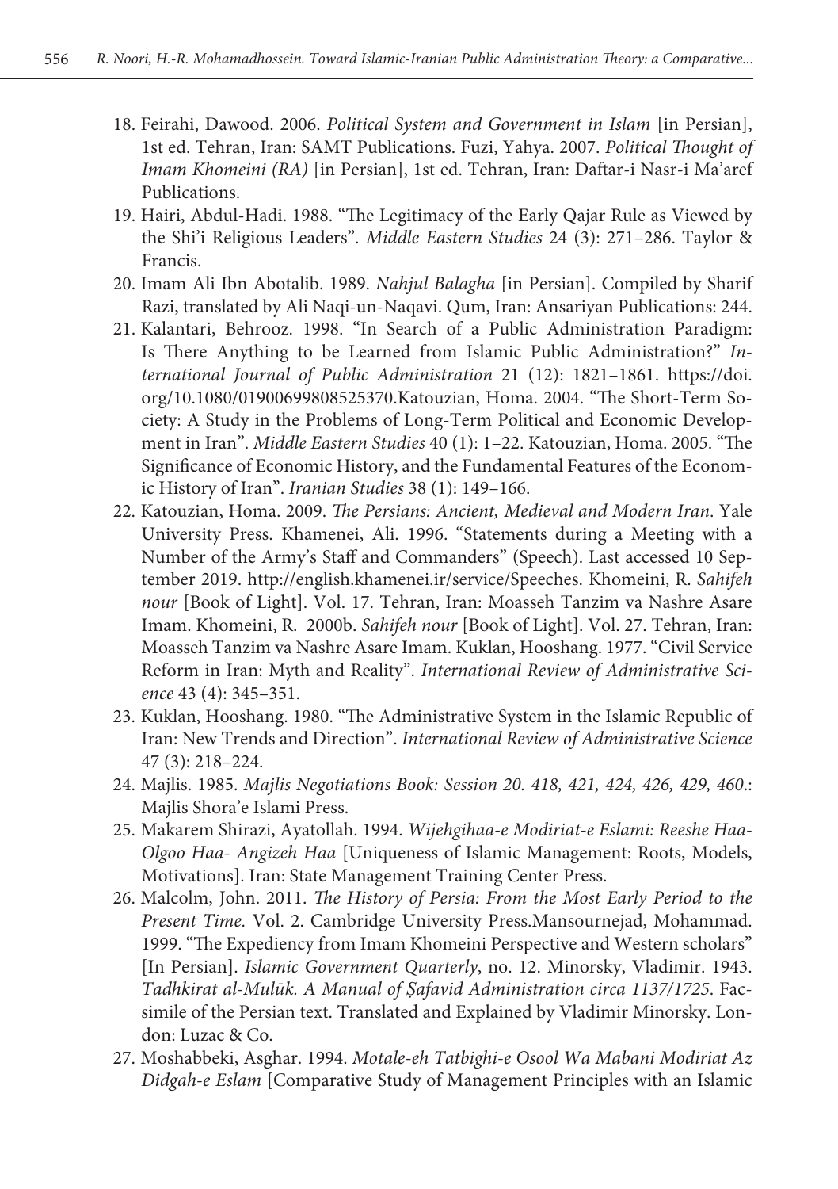18. Feirahi, Dawood. 2006. *Political System and Government in Islam* [in Persian], 1st ed. Tehran, Iran: SAMT Publications. Fuzi, Yahya. 2007. *Political Thought of Imam Khomeini (RA)* [in Persian], 1st ed. Tehran, Iran: Daftar-i Nasr-i Ma'aref Publications.
19. Hairi, Abdul-Hadi. 1988. "The Legitimacy of the Early Qajar Rule as Viewed by the Shi'i Religious Leaders". *Middle Eastern Studies* 24 (3): 271–286. Taylor & Francis.
20. Imam Ali Ibn Abotalib. 1989. *Nahjul Balagha* [in Persian]. Compiled by Sharif Razi, translated by Ali Naqi-un-Naqavi. Qum, Iran: Ansariyan Publications: 244.
21. Kalantari, Behrooz. 1998. "In Search of a Public Administration Paradigm: Is There Anything to be Learned from Islamic Public Administration?" *International Journal of Public Administration* 21 (12): 1821–1861. https://doi.org/10.1080/01900699808525370.Katouzian, Homa. 2004. "The Short-Term Society: A Study in the Problems of Long-Term Political and Economic Development in Iran". *Middle Eastern Studies* 40 (1): 1–22. Katouzian, Homa. 2005. "The Significance of Economic History, and the Fundamental Features of the Economic History of Iran". *Iranian Studies* 38 (1): 149–166.
22. Katouzian, Homa. 2009. *The Persians: Ancient, Medieval and Modern Iran*. Yale University Press. Khamenei, Ali. 1996. "Statements during a Meeting with a Number of the Army's Staff and Commanders" (Speech). Last accessed 10 September 2019. http://english.khamenei.ir/service/Speeches. Khomeini, R. *Sahifeh nour* [Book of Light]. Vol. 17. Tehran, Iran: Moasseh Tanzim va Nashre Asare Imam. Khomeini, R. 2000b. *Sahifeh nour* [Book of Light]. Vol. 27. Tehran, Iran: Moasseh Tanzim va Nashre Asare Imam. Kuklan, Hooshang. 1977. "Civil Service Reform in Iran: Myth and Reality". *International Review of Administrative Science* 43 (4): 345–351.
23. Kuklan, Hooshang. 1980. "The Administrative System in the Islamic Republic of Iran: New Trends and Direction". *International Review of Administrative Science* 47 (3): 218–224.
24. Majlis. 1985. *Majlis Negotiations Book: Session 20. 418, 421, 424, 426, 429, 460.*: Majlis Shora'e Islami Press.
25. Makarem Shirazi, Ayatollah. 1994. *Wijehgihaa-e Modiriat-e Eslami: Reeshe Haa-Olgoo Haa- Angizeh Haa* [Uniqueness of Islamic Management: Roots, Models, Motivations]. Iran: State Management Training Center Press.
26. Malcolm, John. 2011. *The History of Persia: From the Most Early Period to the Present Time.* Vol. 2. Cambridge University Press.Mansournejad, Mohammad. 1999. "The Expediency from Imam Khomeini Perspective and Western scholars" [In Persian]. *Islamic Government Quarterly*, no. 12. Minorsky, Vladimir. 1943. *Tadhkirat al-Mulūk. A Manual of Ṣafavid Administration circa 1137/1725*. Facsimile of the Persian text. Translated and Explained by Vladimir Minorsky. London: Luzac & Co.
27. Moshabbeki, Asghar. 1994. *Motale-eh Tatbighi-e Osool Wa Mabani Modiriat Az Didgah-e Eslam* [Comparative Study of Management Principles with an Islamic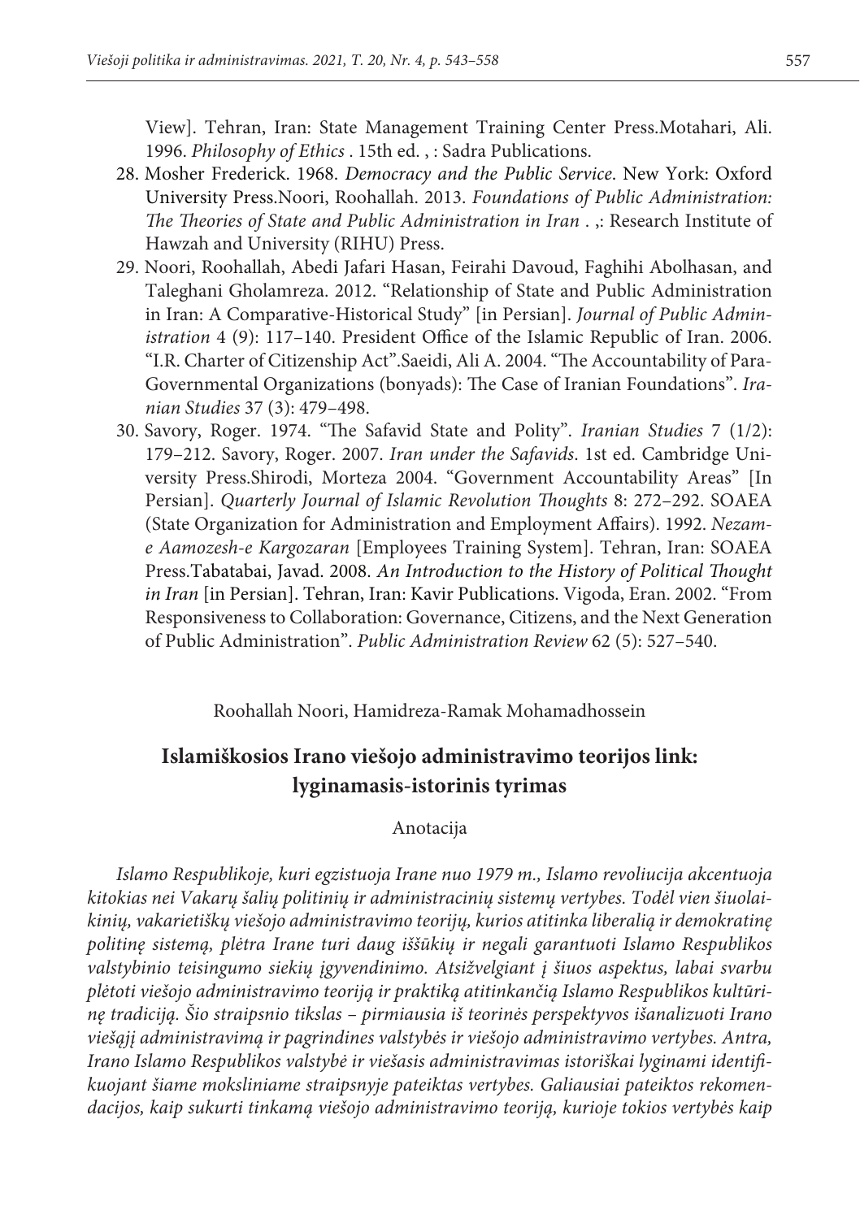View]. Tehran, Iran: State Management Training Center Press.Motahari, Ali. 1996. *Philosophy of Ethics* . 15th ed. , : Sadra Publications.

28. Mosher Frederick. 1968. *Democracy and the Public Service*. New York: Oxford University Press.Noori, Roohallah. 2013. *Foundations of Public Administration: The Theories of State and Public Administration in Iran* . ,: Research Institute of Hawzah and University (RIHU) Press.
29. Noori, Roohallah, Abedi Jafari Hasan, Feirahi Davoud, Faghihi Abolhasan, and Taleghani Gholamreza. 2012. "Relationship of State and Public Administration in Iran: A Comparative-Historical Study" [in Persian]. *Journal of Public Administration* 4 (9): 117–140. President Office of the Islamic Republic of Iran. 2006. "I.R. Charter of Citizenship Act".Saeidi, Ali A. 2004. "The Accountability of Para-Governmental Organizations (bonyads): The Case of Iranian Foundations". *Iranian Studies* 37 (3): 479–498.
30. Savory, Roger. 1974. "The Safavid State and Polity". *Iranian Studies* 7 (1/2): 179–212. Savory, Roger. 2007. *Iran under the Safavids*. 1st ed. Cambridge University Press.Shirodi, Morteza 2004. "Government Accountability Areas" [In Persian]. *Quarterly Journal of Islamic Revolution Thoughts* 8: 272–292. SOAEA (State Organization for Administration and Employment Affairs). 1992. *Nezam-e Aamozesh-e Kargozaran* [Employees Training System]. Tehran, Iran: SOAEA Press.Tabatabai, Javad. 2008. *An Introduction to the History of Political Thought in Iran* [in Persian]. Tehran, Iran: Kavir Publications. Vigoda, Eran. 2002. "From Responsiveness to Collaboration: Governance, Citizens, and the Next Generation of Public Administration". *Public Administration Review* 62 (5): 527–540.

Roohallah Noori, Hamidreza-Ramak Mohamadhossein

## Islamiškosios Irano viešojo administravimo teorijos link: lyginamasis-istorinis tyrimas

Anotacija

*Islamo Respublikoje, kuri egzistuoja Irane nuo 1979 m., Islamo revoliucija akcentuoja kitokias nei Vakarų šalių politinių ir administracinių sistemų vertybes. Todėl vien šiuolaikinių, vakarietiškų viešojo administravimo teorijų, kurios atitinka liberalią ir demokratinę politinę sistemą, plėtra Irane turi daug iššūkių ir negali garantuoti Islamo Respublikos valstybinio teisingumo siekių įgyvendinimo. Atsižvelgiant į šiuos aspektus, labai svarbu plėtoti viešojo administravimo teoriją ir praktiką atitinkančią Islamo Respublikos kultūrinę tradiciją. Šio straipsnio tikslas – pirmiausia iš teorinės perspektyvos išanalizuoti Irano viešąjį administravimą ir pagrindines valstybės ir viešojo administravimo vertybes. Antra, Irano Islamo Respublikos valstybė ir viešasis administravimas istoriškai lyginami identifikuojant šiame moksliniame straipsnyje pateiktas vertybes. Galiausiai pateiktos rekomendacijos, kaip sukurti tinkamą viešojo administravimo teoriją, kurioje tokios vertybės kaip*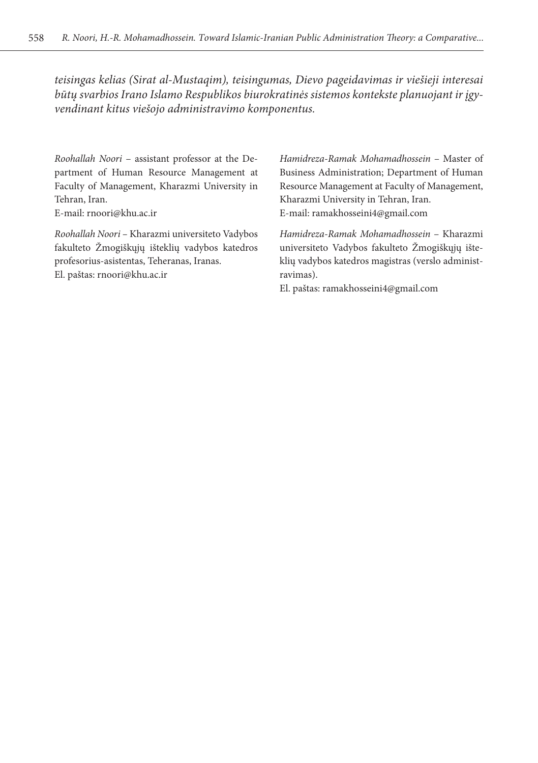*teisingas kelias (Sirat al-Mustaqim), teisingumas, Dievo pageidavimas ir viešieji interesai būtų svarbios Irano Islamo Respublikos biurokratinės sistemos kontekste planuojant ir įgyvendinant kitus viešojo administravimo komponentus.*

*Roohallah Noori* – assistant professor at the Department of Human Resource Management at Faculty of Management, Kharazmi University in Tehran, Iran.
E-mail: rnoori@khu.ac.ir

*Roohallah Noori* – Kharazmi universiteto Vadybos fakulteto Žmogiškųjų išteklių vadybos katedros profesorius-asistentas, Teheranas, Iranas.
El. paštas: rnoori@khu.ac.ir

*Hamidreza-Ramak Mohamadhossein* – Master of Business Administration; Department of Human Resource Management at Faculty of Management, Kharazmi University in Tehran, Iran.
E-mail: ramakhosseini4@gmail.com

*Hamidreza-Ramak Mohamadhossein* – Kharazmi universiteto Vadybos fakulteto Žmogiškųjų išteklių vadybos katedros magistras (verslo administravimas).
El. paštas: ramakhosseini4@gmail.com